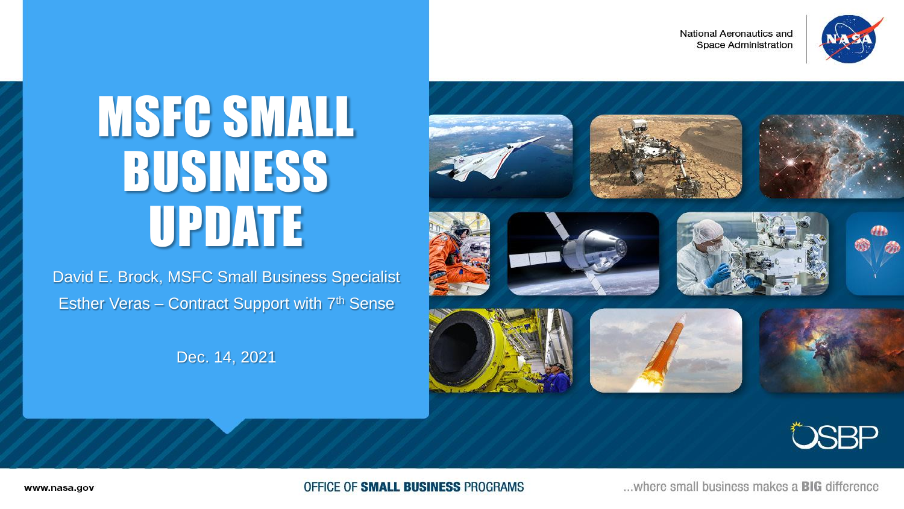National Aeronautics and Space Administration

# MSFC SMALL BUSINESS UPDATE

David E. Brock, MSFC Small Business Specialist

Esther Veras – Contract Support with 7th Sense

Dec. 14, 2021

OSBP

www.nasa.gov

OFFICE OF **SMALL BUSINESS** PROGRAMS

...where small business makes a **BIG** difference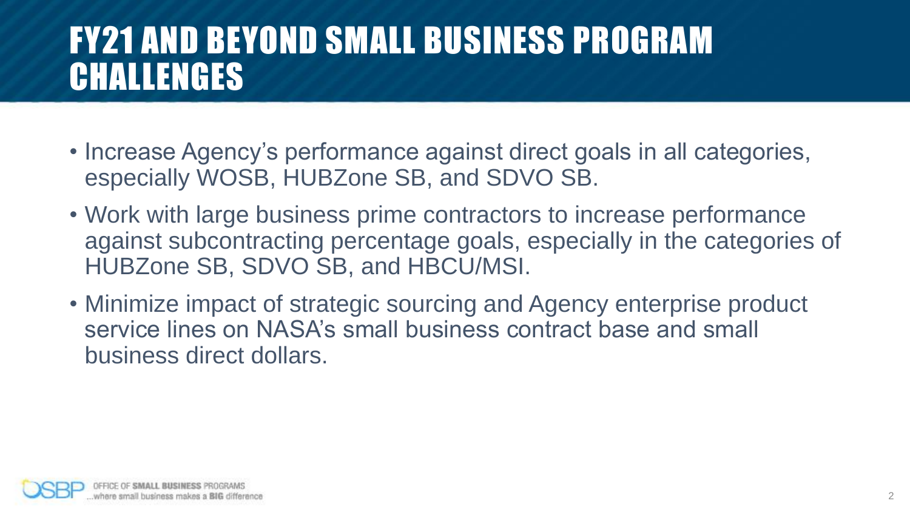# FY21 AND BEYOND SMALL BUSINESS PROGRAM CHALLENGES

- Increase Agency's performance against direct goals in all categories, especially WOSB, HUBZone SB, and SDVO SB.
- Work with large business prime contractors to increase performance against subcontracting percentage goals, especially in the categories of HUBZone SB, SDVO SB, and HBCU/MSI.
- Minimize impact of strategic sourcing and Agency enterprise product service lines on NASA's small business contract base and small business direct dollars.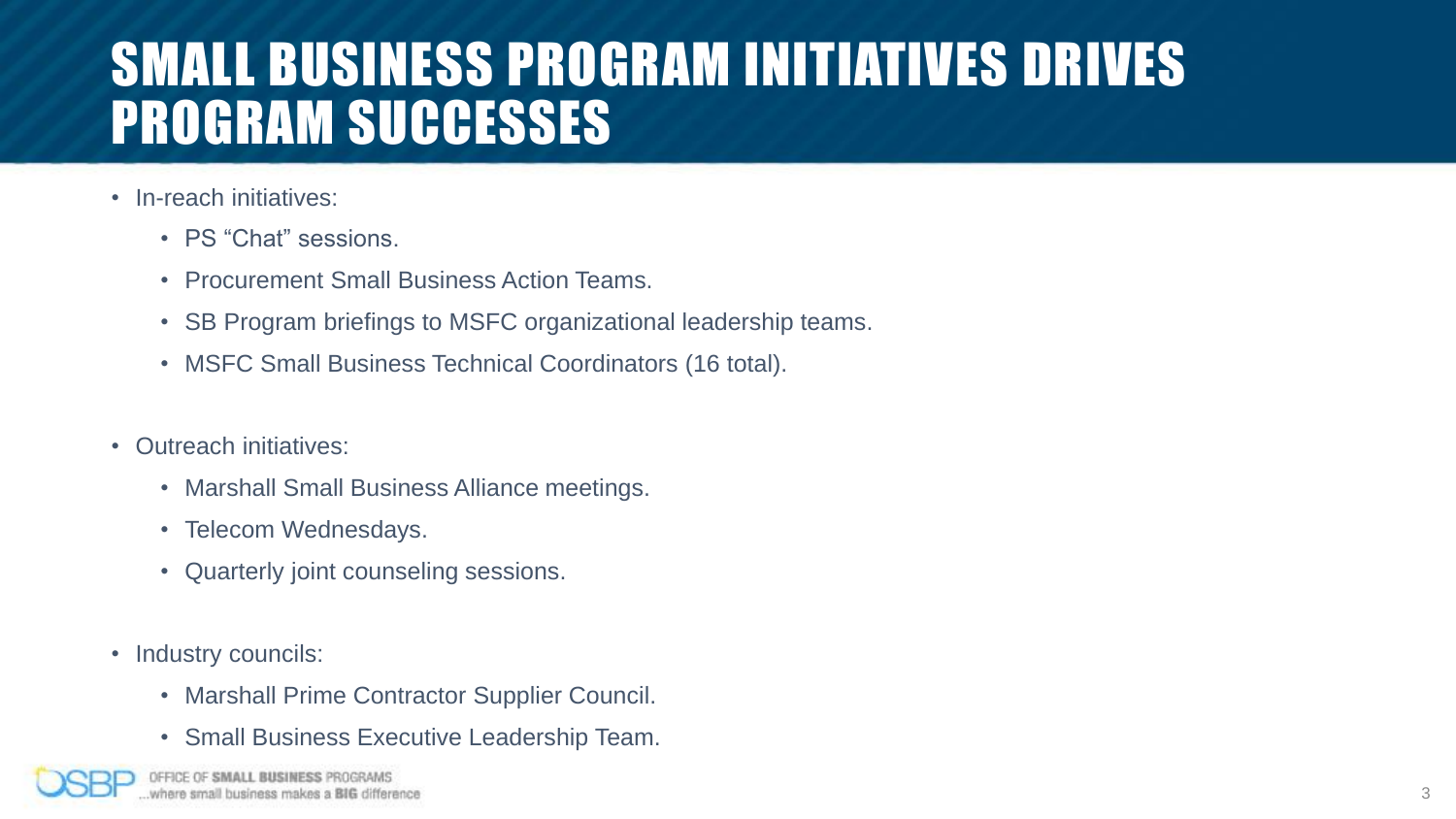# SMALL BUSINESS PROGRAM INITIATIVES DRIVES PROGRAM SUCCESSES

- In-reach initiatives:
  - PS “Chat” sessions.
  - Procurement Small Business Action Teams.
  - SB Program briefings to MSFC organizational leadership teams.
  - MSFC Small Business Technical Coordinators (16 total).
- Outreach initiatives:
  - Marshall Small Business Alliance meetings.
  - Telecom Wednesdays.
  - Quarterly joint counseling sessions.
- Industry councils:
  - Marshall Prime Contractor Supplier Council.
  - Small Business Executive Leadership Team.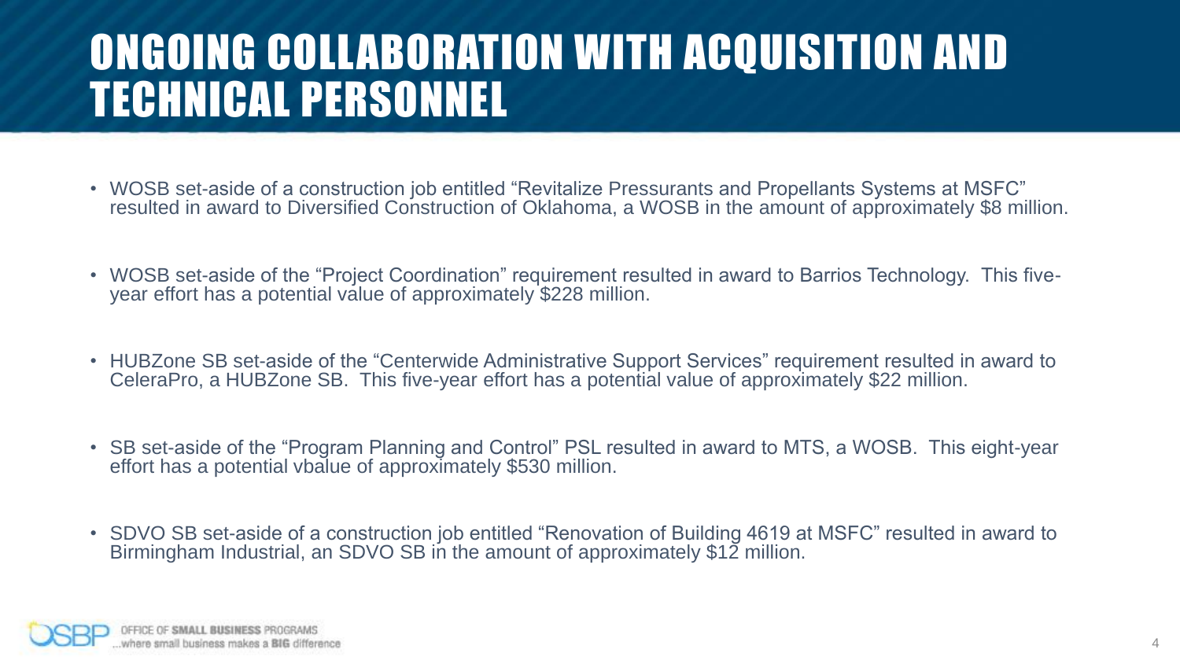# ONGOING COLLABORATION WITH ACQUISITION AND TECHNICAL PERSONNEL

- WOSB set-aside of a construction job entitled “Revitalize Pressurants and Propellants Systems at MSFC” resulted in award to Diversified Construction of Oklahoma, a WOSB in the amount of approximately $8 million.
- WOSB set-aside of the “Project Coordination” requirement resulted in award to Barrios Technology. This five-year effort has a potential value of approximately $228 million.
- HUBZone SB set-aside of the “Centerwide Administrative Support Services” requirement resulted in award to CeleraPro, a HUBZone SB. This five-year effort has a potential value of approximately $22 million.
- SB set-aside of the “Program Planning and Control” PSL resulted in award to MTS, a WOSB. This eight-year effort has a potential vbalue of approximately $530 million.
- SDVO SB set-aside of a construction job entitled “Renovation of Building 4619 at MSFC” resulted in award to Birmingham Industrial, an SDVO SB in the amount of approximately $12 million.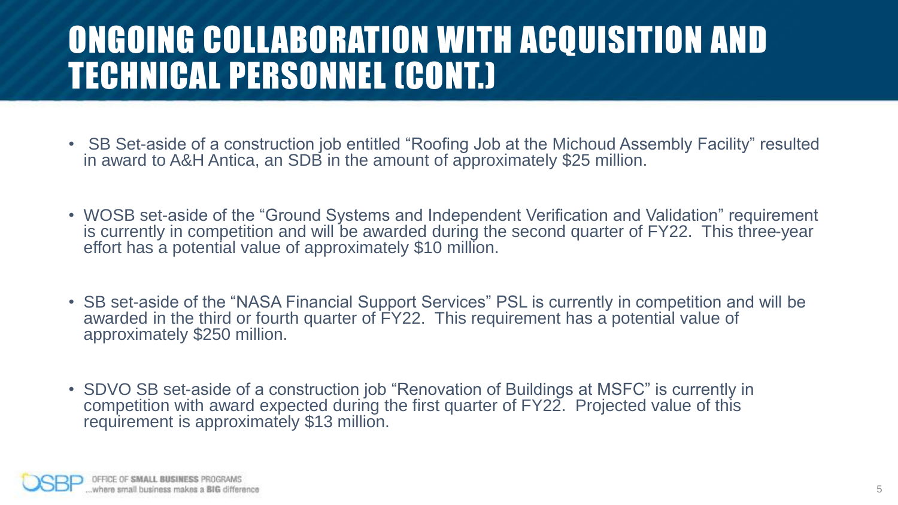# ONGOING COLLABORATION WITH ACQUISITION AND TECHNICAL PERSONNEL (CONT.)

- SB Set-aside of a construction job entitled “Roofing Job at the Michoud Assembly Facility” resulted in award to A&H Antica, an SDB in the amount of approximately $25 million.

- WOSB set-aside of the “Ground Systems and Independent Verification and Validation” requirement is currently in competition and will be awarded during the second quarter of FY22. This three-year effort has a potential value of approximately $10 million.

- SB set-aside of the “NASA Financial Support Services” PSL is currently in competition and will be awarded in the third or fourth quarter of FY22. This requirement has a potential value of approximately $250 million.

- SDVO SB set-aside of a construction job “Renovation of Buildings at MSFC” is currently in competition with award expected during the first quarter of FY22. Projected value of this requirement is approximately $13 million.

OSBP OFFICE OF SMALL BUSINESS PROGRAMS ...where small business makes a BIG difference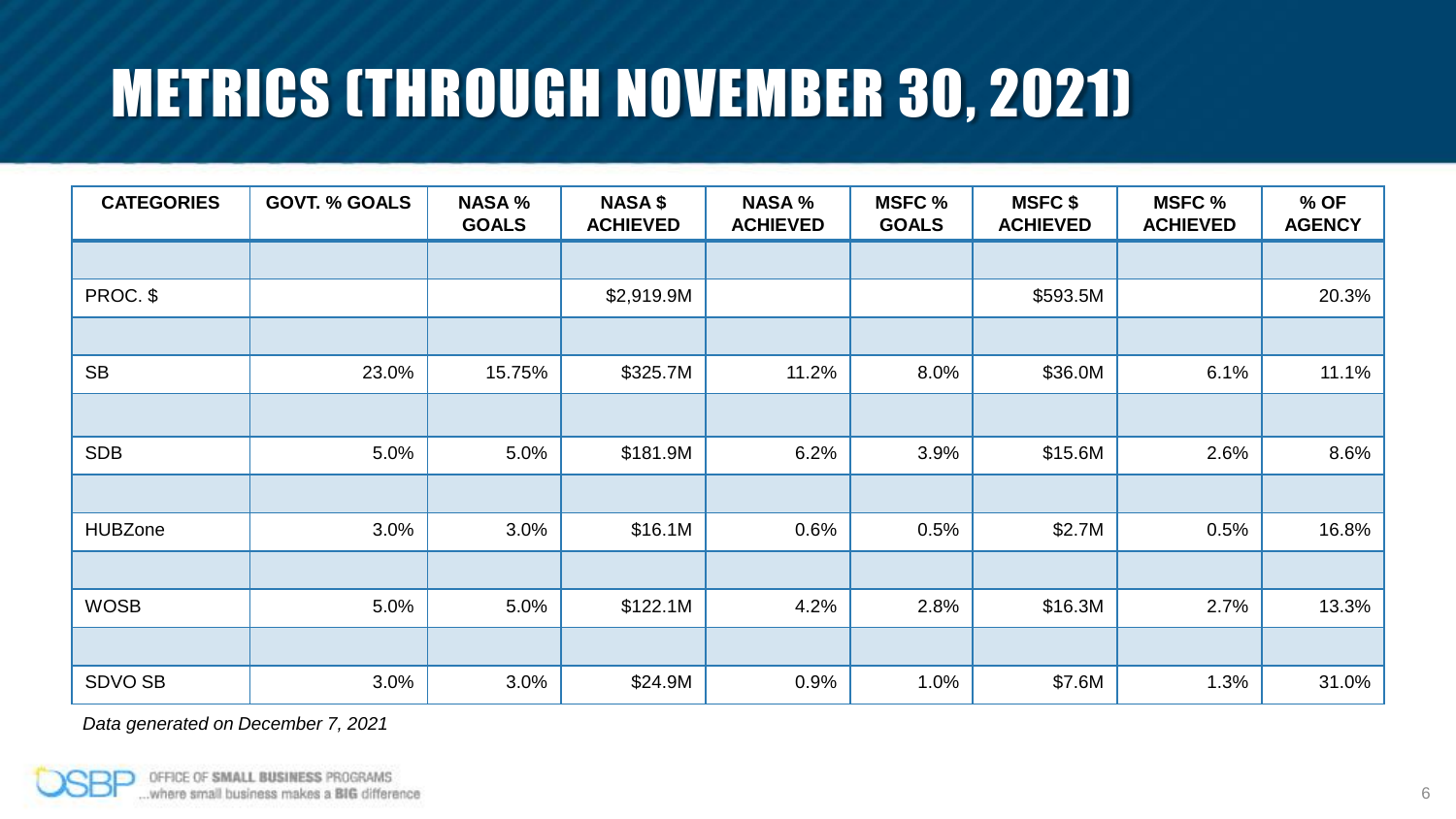# METRICS (THROUGH NOVEMBER 30, 2021)

| CATEGORIES | GOVT. % GOALS | NASA % GOALS | NASA $ ACHIEVED | NASA % ACHIEVED | MSFC % GOALS | MSFC $ ACHIEVED | MSFC % ACHIEVED | % OF AGENCY |
|---|---|---|---|---|---|---|---|---|
| | | | | | | | | |
| PROC. $ | | | $2,919.9M | | | $593.5M | | 20.3% |
| | | | | | | | | |
| SB | 23.0% | 15.75% | $325.7M | 11.2% | 8.0% | $36.0M | 6.1% | 11.1% |
| | | | | | | | | |
| SDB | 5.0% | 5.0% | $181.9M | 6.2% | 3.9% | $15.6M | 2.6% | 8.6% |
| | | | | | | | | |
| HUBZone | 3.0% | 3.0% | $16.1M | 0.6% | 0.5% | $2.7M | 0.5% | 16.8% |
| | | | | | | | | |
| WOSB | 5.0% | 5.0% | $122.1M | 4.2% | 2.8% | $16.3M | 2.7% | 13.3% |
| | | | | | | | | |
| SDVO SB | 3.0% | 3.0% | $24.9M | 0.9% | 1.0% | $7.6M | 1.3% | 31.0% |

*Data generated on December 7, 2021*

OSBP OFFICE OF SMALL BUSINESS PROGRAMS ...where small business makes a **BIG** difference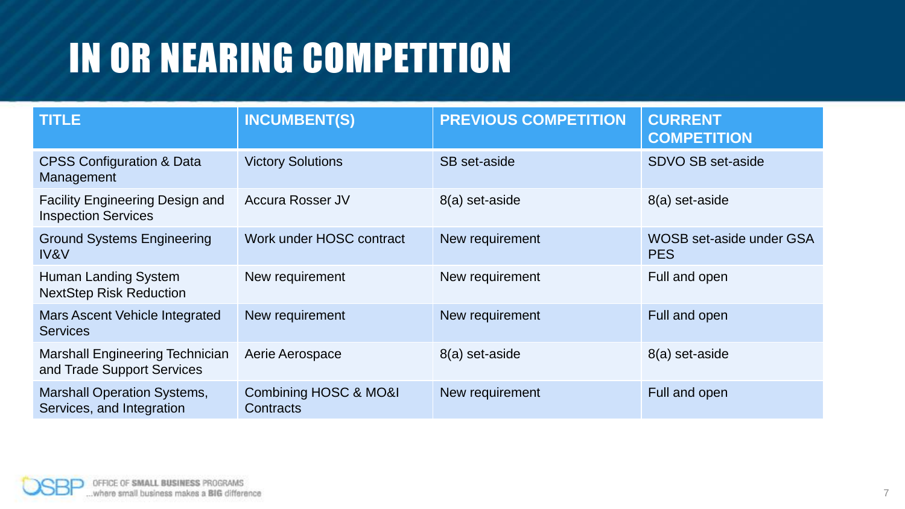# IN OR NEARING COMPETITION

| TITLE | INCUMBENT(S) | PREVIOUS COMPETITION | CURRENT COMPETITION |
|---|---|---|---|
| CPSS Configuration & Data Management | Victory Solutions | SB set-aside | SDVO SB set-aside |
| Facility Engineering Design and Inspection Services | Accura Rosser JV | 8(a) set-aside | 8(a) set-aside |
| Ground Systems Engineering IV&V | Work under HOSC contract | New requirement | WOSB set-aside under GSA PES |
| Human Landing System NextStep Risk Reduction | New requirement | New requirement | Full and open |
| Mars Ascent Vehicle Integrated Services | New requirement | New requirement | Full and open |
| Marshall Engineering Technician and Trade Support Services | Aerie Aerospace | 8(a) set-aside | 8(a) set-aside |
| Marshall Operation Systems, Services, and Integration | Combining HOSC & MO&I Contracts | New requirement | Full and open |

OSBP OFFICE OF SMALL BUSINESS PROGRAMS ...where small business makes a BIG difference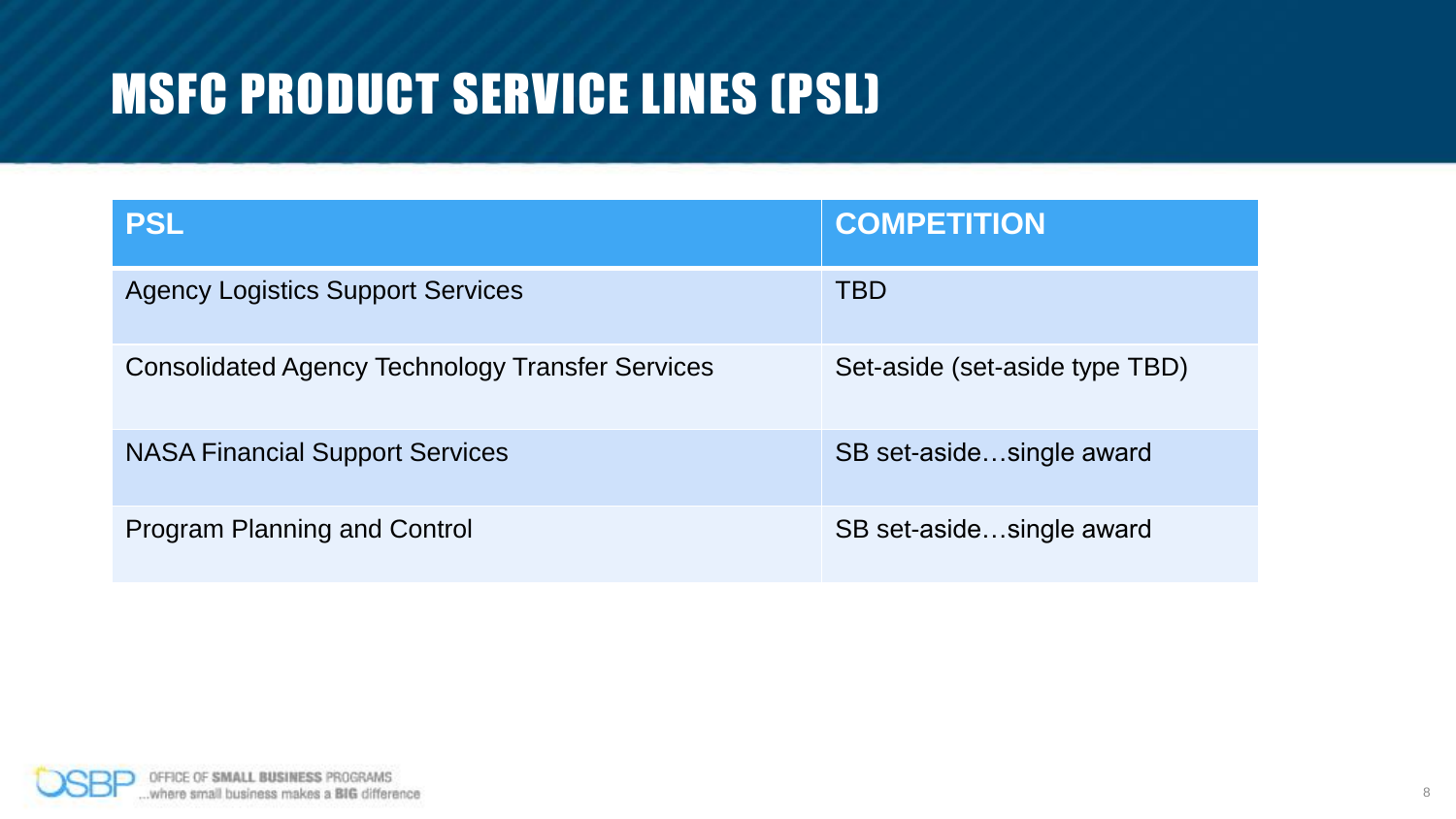# MSFC PRODUCT SERVICE LINES (PSL)

| PSL | COMPETITION |
|---|---|
| Agency Logistics Support Services | TBD |
| Consolidated Agency Technology Transfer Services | Set-aside (set-aside type TBD) |
| NASA Financial Support Services | SB set-aside…single award |
| Program Planning and Control | SB set-aside…single award |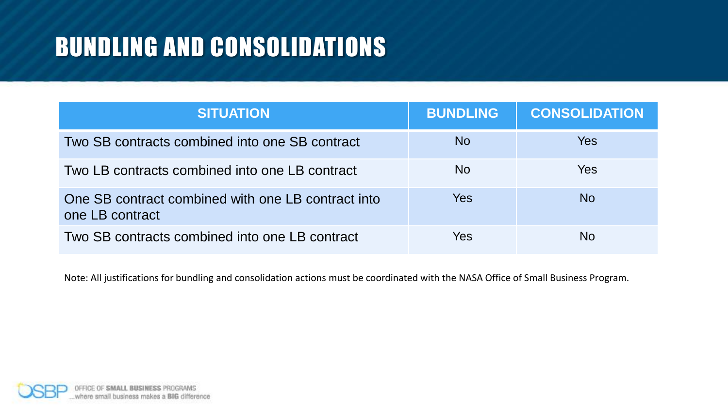# BUNDLING AND CONSOLIDATIONS

| SITUATION | BUNDLING | CONSOLIDATION |
|---|---|---|
| Two SB contracts combined into one SB contract | No | Yes |
| Two LB contracts combined into one LB contract | No | Yes |
| One SB contract combined with one LB contract into one LB contract | Yes | No |
| Two SB contracts combined into one LB contract | Yes | No |

Note: All justifications for bundling and consolidation actions must be coordinated with the NASA Office of Small Business Program.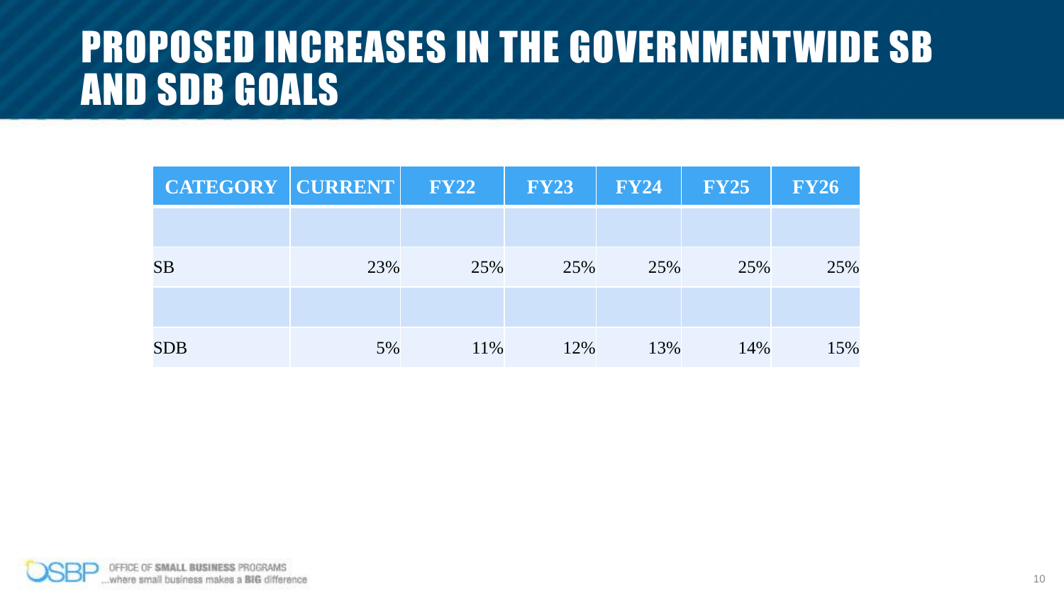# PROPOSED INCREASES IN THE GOVERNMENTWIDE SB AND SDB GOALS

| CATEGORY | CURRENT | FY22 | FY23 | FY24 | FY25 | FY26 |
| --- | --- | --- | --- | --- | --- | --- |
| | | | | | | |
| SB | 23% | 25% | 25% | 25% | 25% | 25% |
| | | | | | | |
| SDB | 5% | 11% | 12% | 13% | 14% | 15% |

OSBP OFFICE OF SMALL BUSINESS PROGRAMS ...where small business makes a BIG difference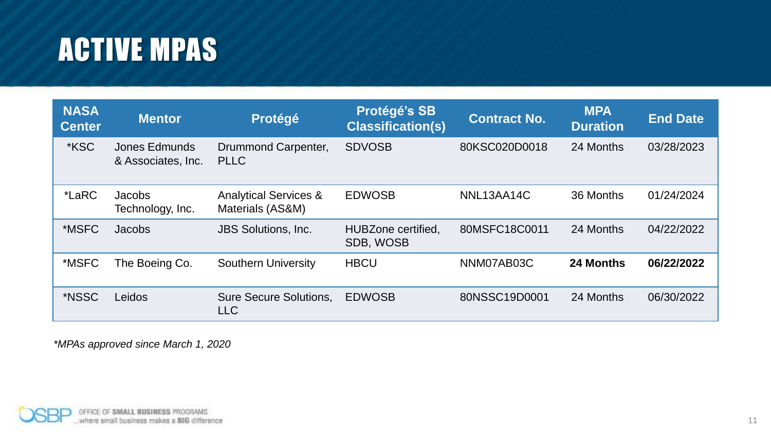# ACTIVE MPAS

| NASA Center | Mentor | Protégé | Protégé's SB Classification(s) | Contract No. | MPA Duration | End Date |
|---|---|---|---|---|---|---|
| *KSC | Jones Edmunds & Associates, Inc. | Drummond Carpenter, PLLC | SDVOSB | 80KSC020D0018 | 24 Months | 03/28/2023 |
| *LaRC | Jacobs Technology, Inc. | Analytical Services & Materials (AS&M) | EDWOSB | NNL13AA14C | 36 Months | 01/24/2024 |
| *MSFC | Jacobs | JBS Solutions, Inc. | HUBZone certified, SDB, WOSB | 80MSFC18C0011 | 24 Months | 04/22/2022 |
| *MSFC | The Boeing Co. | Southern University | HBCU | NNM07AB03C | **24 Months** | **06/22/2022** |
| *NSSC | Leidos | Sure Secure Solutions, LLC | EDWOSB | 80NSSC19D0001 | 24 Months | 06/30/2022 |

*\*MPAs approved since March 1, 2020*

OFFICE OF SMALL BUSINESS PROGRAMS ...where small business makes a BIG difference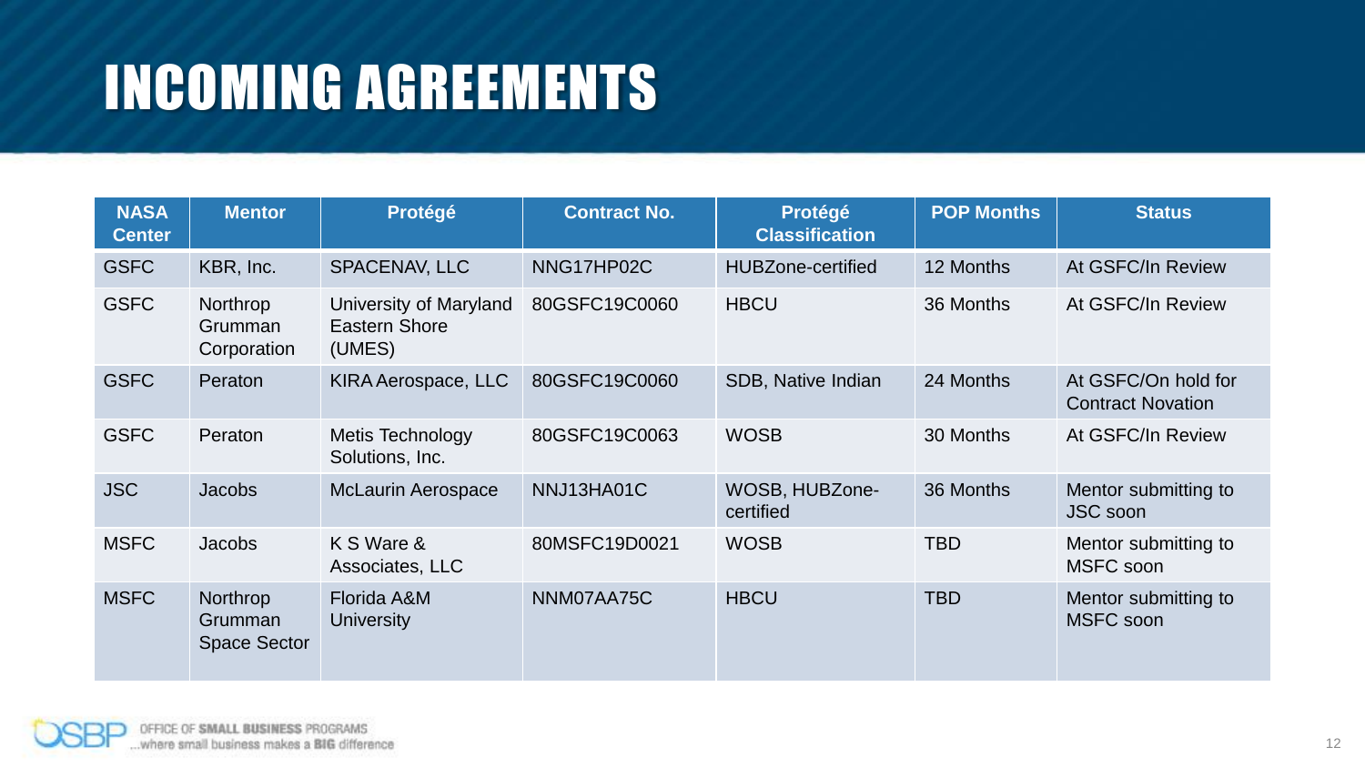# INCOMING AGREEMENTS

| NASA Center | Mentor | Protégé | Contract No. | Protégé Classification | POP Months | Status |
|---|---|---|---|---|---|---|
| GSFC | KBR, Inc. | SPACENAV, LLC | NNG17HP02C | HUBZone-certified | 12 Months | At GSFC/In Review |
| GSFC | Northrop Grumman Corporation | University of Maryland Eastern Shore (UMES) | 80GSFC19C0060 | HBCU | 36 Months | At GSFC/In Review |
| GSFC | Peraton | KIRA Aerospace, LLC | 80GSFC19C0060 | SDB, Native Indian | 24 Months | At GSFC/On hold for Contract Novation |
| GSFC | Peraton | Metis Technology Solutions, Inc. | 80GSFC19C0063 | WOSB | 30 Months | At GSFC/In Review |
| JSC | Jacobs | McLaurin Aerospace | NNJ13HA01C | WOSB, HUBZone-certified | 36 Months | Mentor submitting to JSC soon |
| MSFC | Jacobs | K S Ware & Associates, LLC | 80MSFC19D0021 | WOSB | TBD | Mentor submitting to MSFC soon |
| MSFC | Northrop Grumman Space Sector | Florida A&M University | NNM07AA75C | HBCU | TBD | Mentor submitting to MSFC soon |

OSBP OFFICE OF SMALL BUSINESS PROGRAMS ...where small business makes a BIG difference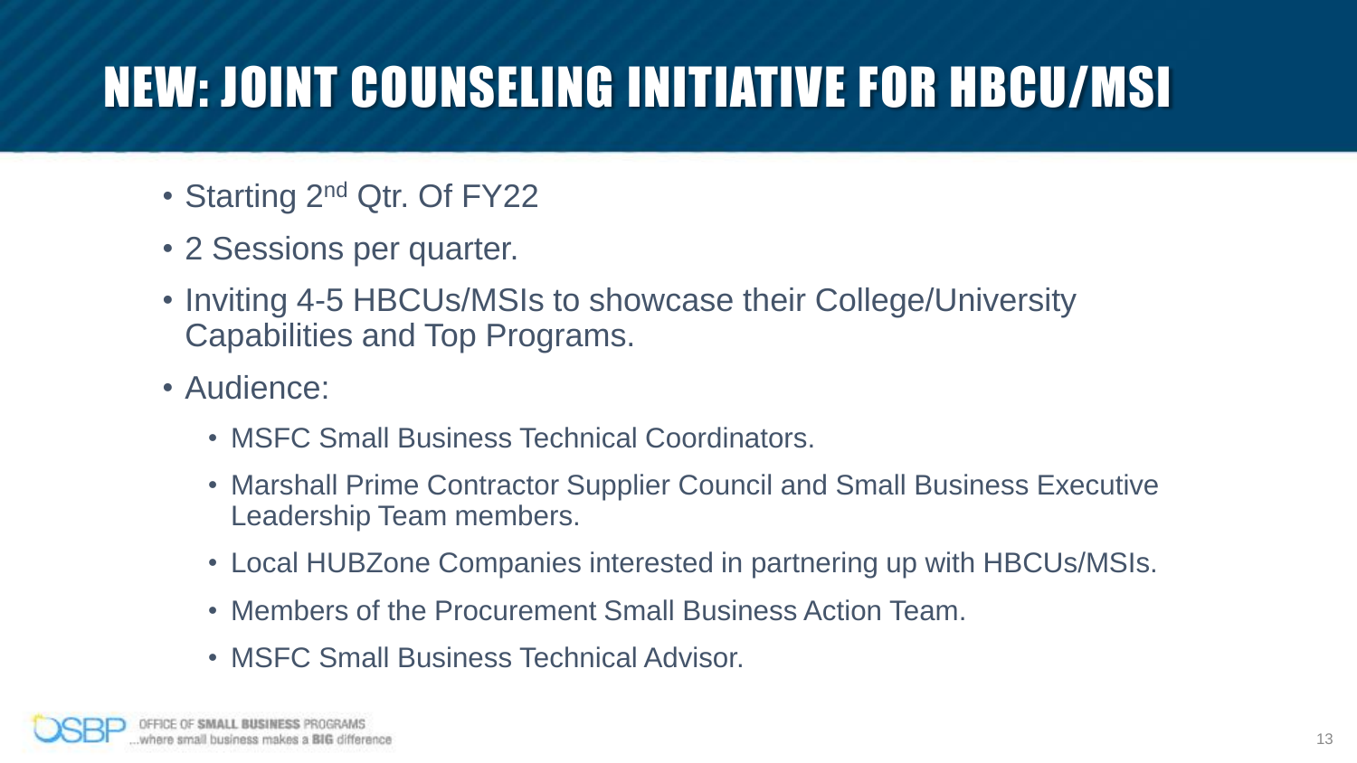# NEW: JOINT COUNSELING INITIATIVE FOR HBCU/MSI

- Starting 2nd Qtr. Of FY22
- 2 Sessions per quarter.
- Inviting 4-5 HBCUs/MSIs to showcase their College/University Capabilities and Top Programs.
- Audience:
  - MSFC Small Business Technical Coordinators.
  - Marshall Prime Contractor Supplier Council and Small Business Executive Leadership Team members.
  - Local HUBZone Companies interested in partnering up with HBCUs/MSIs.
  - Members of the Procurement Small Business Action Team.
  - MSFC Small Business Technical Advisor.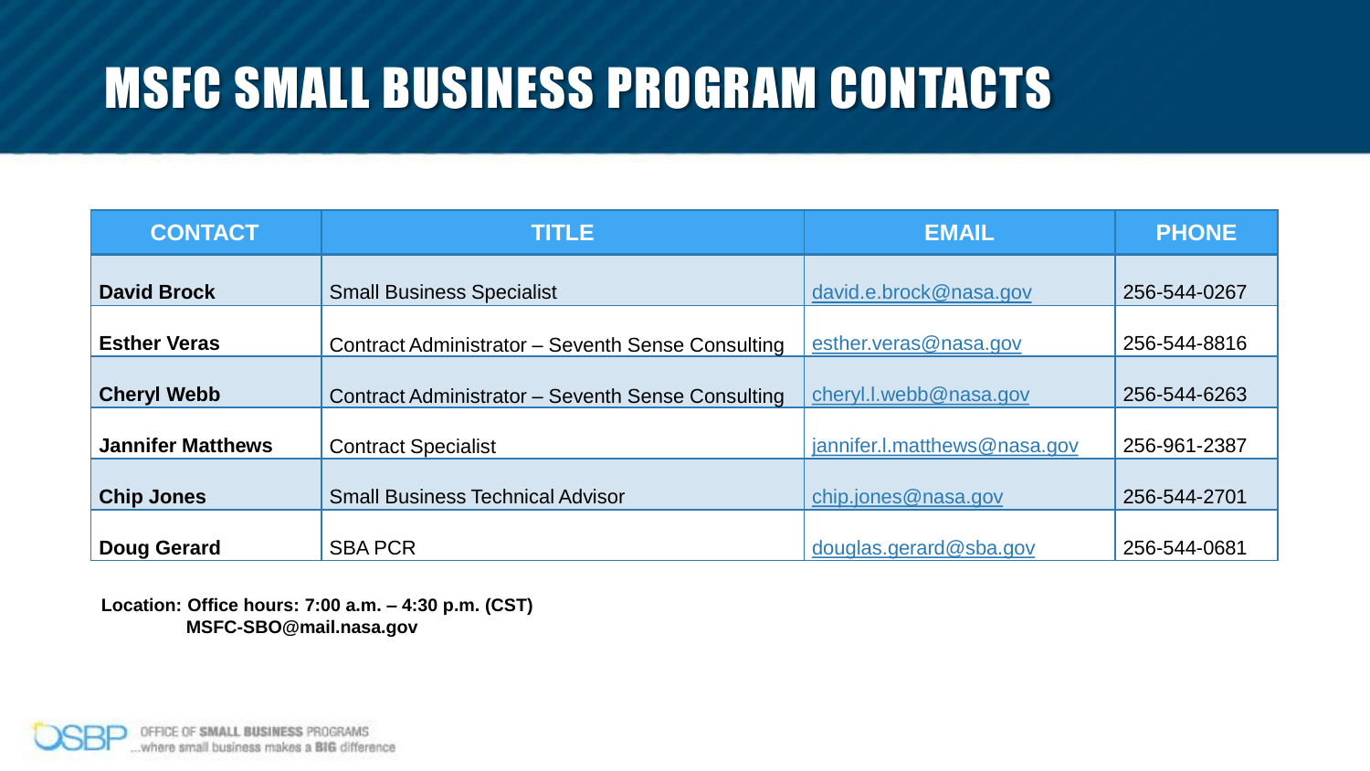# MSFC SMALL BUSINESS PROGRAM CONTACTS

| CONTACT | TITLE | EMAIL | PHONE |
| --- | --- | --- | --- |
| **David Brock** | Small Business Specialist | david.e.brock@nasa.gov | 256-544-0267 |
| **Esther Veras** | Contract Administrator – Seventh Sense Consulting | esther.veras@nasa.gov | 256-544-8816 |
| **Cheryl Webb** | Contract Administrator – Seventh Sense Consulting | cheryl.l.webb@nasa.gov | 256-544-6263 |
| **Jannifer Matthews** | Contract Specialist | jannifer.l.matthews@nasa.gov | 256-961-2387 |
| **Chip Jones** | Small Business Technical Advisor | chip.jones@nasa.gov | 256-544-2701 |
| **Doug Gerard** | SBA PCR | douglas.gerard@sba.gov | 256-544-0681 |

**Location: Office hours: 7:00 a.m. – 4:30 p.m. (CST)**
**MSFC-SBO@mail.nasa.gov**

OSBP OFFICE OF SMALL BUSINESS PROGRAMS ...where small business makes a BIG difference